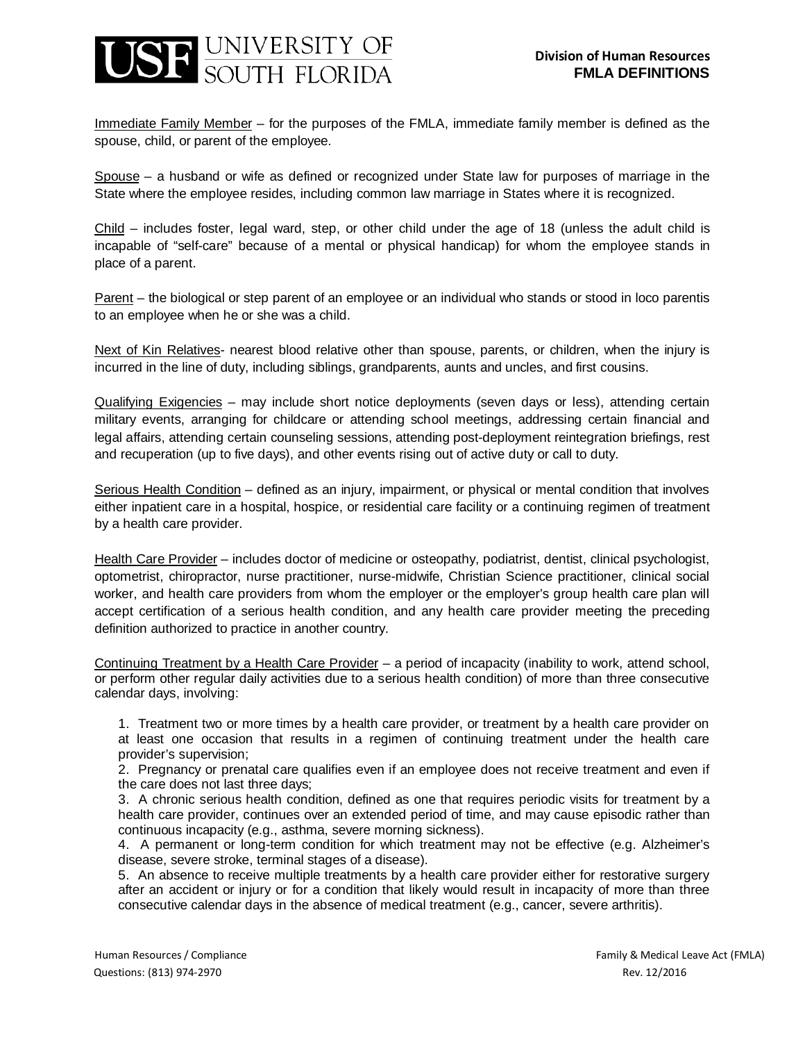**Division of Human Resources**
**FMLA DEFINITIONS**

Immediate Family Member – for the purposes of the FMLA, immediate family member is defined as the spouse, child, or parent of the employee.

Spouse – a husband or wife as defined or recognized under State law for purposes of marriage in the State where the employee resides, including common law marriage in States where it is recognized.

Child – includes foster, legal ward, step, or other child under the age of 18 (unless the adult child is incapable of "self-care" because of a mental or physical handicap) for whom the employee stands in place of a parent.

Parent – the biological or step parent of an employee or an individual who stands or stood in loco parentis to an employee when he or she was a child.

Next of Kin Relatives- nearest blood relative other than spouse, parents, or children, when the injury is incurred in the line of duty, including siblings, grandparents, aunts and uncles, and first cousins.

Qualifying Exigencies – may include short notice deployments (seven days or less), attending certain military events, arranging for childcare or attending school meetings, addressing certain financial and legal affairs, attending certain counseling sessions, attending post-deployment reintegration briefings, rest and recuperation (up to five days), and other events rising out of active duty or call to duty.

Serious Health Condition – defined as an injury, impairment, or physical or mental condition that involves either inpatient care in a hospital, hospice, or residential care facility or a continuing regimen of treatment by a health care provider.

Health Care Provider – includes doctor of medicine or osteopathy, podiatrist, dentist, clinical psychologist, optometrist, chiropractor, nurse practitioner, nurse-midwife, Christian Science practitioner, clinical social worker, and health care providers from whom the employer or the employer's group health care plan will accept certification of a serious health condition, and any health care provider meeting the preceding definition authorized to practice in another country.

Continuing Treatment by a Health Care Provider – a period of incapacity (inability to work, attend school, or perform other regular daily activities due to a serious health condition) of more than three consecutive calendar days, involving:

1. Treatment two or more times by a health care provider, or treatment by a health care provider on at least one occasion that results in a regimen of continuing treatment under the health care provider's supervision;
2. Pregnancy or prenatal care qualifies even if an employee does not receive treatment and even if the care does not last three days;
3. A chronic serious health condition, defined as one that requires periodic visits for treatment by a health care provider, continues over an extended period of time, and may cause episodic rather than continuous incapacity (e.g., asthma, severe morning sickness).
4. A permanent or long-term condition for which treatment may not be effective (e.g. Alzheimer's disease, severe stroke, terminal stages of a disease).
5. An absence to receive multiple treatments by a health care provider either for restorative surgery after an accident or injury or for a condition that likely would result in incapacity of more than three consecutive calendar days in the absence of medical treatment (e.g., cancer, severe arthritis).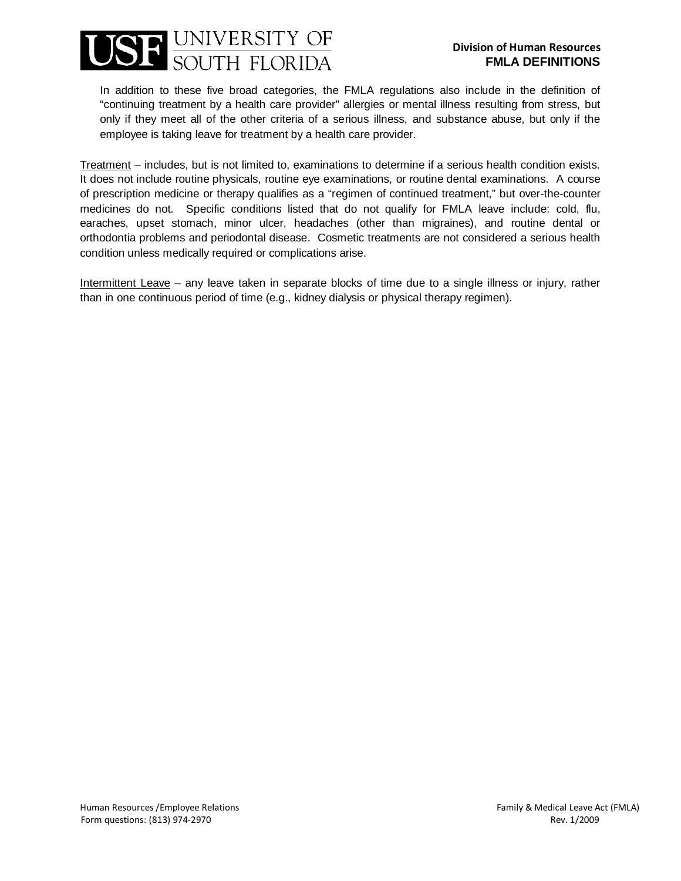In addition to these five broad categories, the FMLA regulations also include in the definition of "continuing treatment by a health care provider" allergies or mental illness resulting from stress, but only if they meet all of the other criteria of a serious illness, and substance abuse, but only if the employee is taking leave for treatment by a health care provider.

Treatment – includes, but is not limited to, examinations to determine if a serious health condition exists. It does not include routine physicals, routine eye examinations, or routine dental examinations. A course of prescription medicine or therapy qualifies as a "regimen of continued treatment," but over-the-counter medicines do not. Specific conditions listed that do not qualify for FMLA leave include: cold, flu, earaches, upset stomach, minor ulcer, headaches (other than migraines), and routine dental or orthodontia problems and periodontal disease. Cosmetic treatments are not considered a serious health condition unless medically required or complications arise.

Intermittent Leave – any leave taken in separate blocks of time due to a single illness or injury, rather than in one continuous period of time (e.g., kidney dialysis or physical therapy regimen).